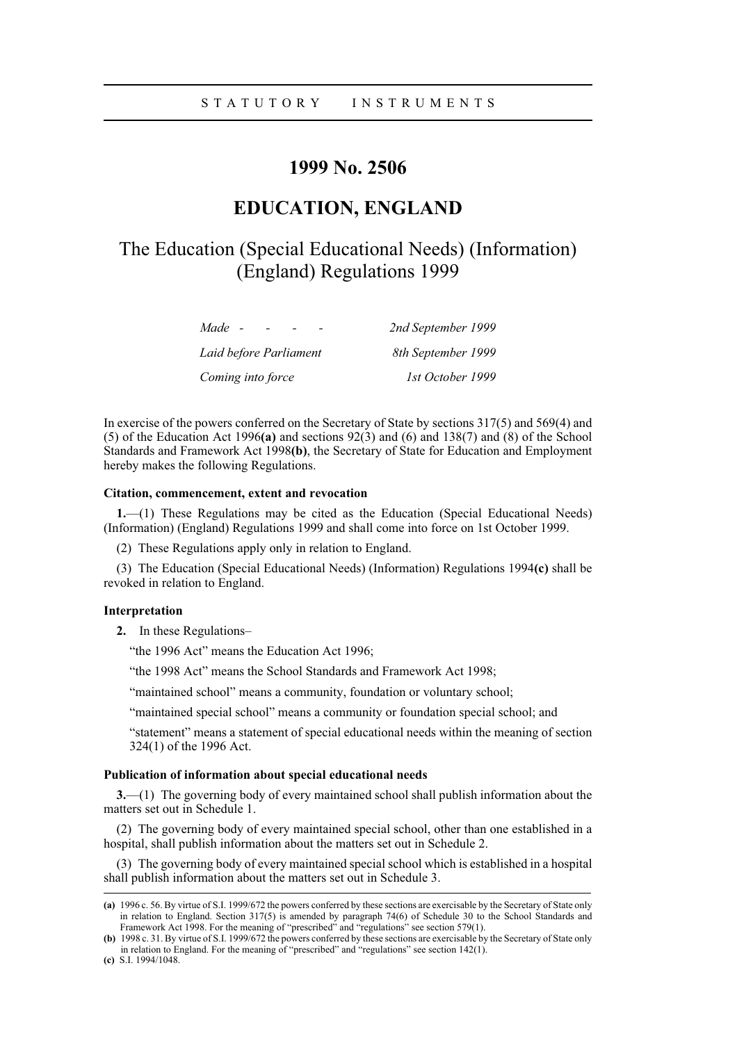STATUTORY INSTRUMENTS

# 1999 No. 2506

# EDUCATION, ENGLAND

## The Education (Special Educational Needs) (Information) (England) Regulations 1999

| | |
|---|---|
| *Made* | *2nd September 1999* |
| *Laid before Parliament* | *8th September 1999* |
| *Coming into force* | *1st October 1999* |

In exercise of the powers conferred on the Secretary of State by sections 317(5) and 569(4) and (5) of the Education Act 1996**(a)** and sections 92(3) and (6) and 138(7) and (8) of the School Standards and Framework Act 1998**(b)**, the Secretary of State for Education and Employment hereby makes the following Regulations.

### Citation, commencement, extent and revocation

**1.**—(1) These Regulations may be cited as the Education (Special Educational Needs) (Information) (England) Regulations 1999 and shall come into force on 1st October 1999.

(2) These Regulations apply only in relation to England.

(3) The Education (Special Educational Needs) (Information) Regulations 1994**(c)** shall be revoked in relation to England.

### Interpretation

**2.** In these Regulations–

"the 1996 Act" means the Education Act 1996;

"the 1998 Act" means the School Standards and Framework Act 1998;

"maintained school" means a community, foundation or voluntary school;

"maintained special school" means a community or foundation special school; and

"statement" means a statement of special educational needs within the meaning of section 324(1) of the 1996 Act.

### Publication of information about special educational needs

**3.**—(1) The governing body of every maintained school shall publish information about the matters set out in Schedule 1.

(2) The governing body of every maintained special school, other than one established in a hospital, shall publish information about the matters set out in Schedule 2.

(3) The governing body of every maintained special school which is established in a hospital shall publish information about the matters set out in Schedule 3.

---

**(a)** 1996 c. 56. By virtue of S.I. 1999/672 the powers conferred by these sections are exercisable by the Secretary of State only in relation to England. Section 317(5) is amended by paragraph 74(6) of Schedule 30 to the School Standards and Framework Act 1998. For the meaning of "prescribed" and "regulations" see section 579(1).

**(b)** 1998 c. 31. By virtue of S.I. 1999/672 the powers conferred by these sections are exercisable by the Secretary of State only in relation to England. For the meaning of "prescribed" and "regulations" see section 142(1).

**(c)** S.I. 1994/1048.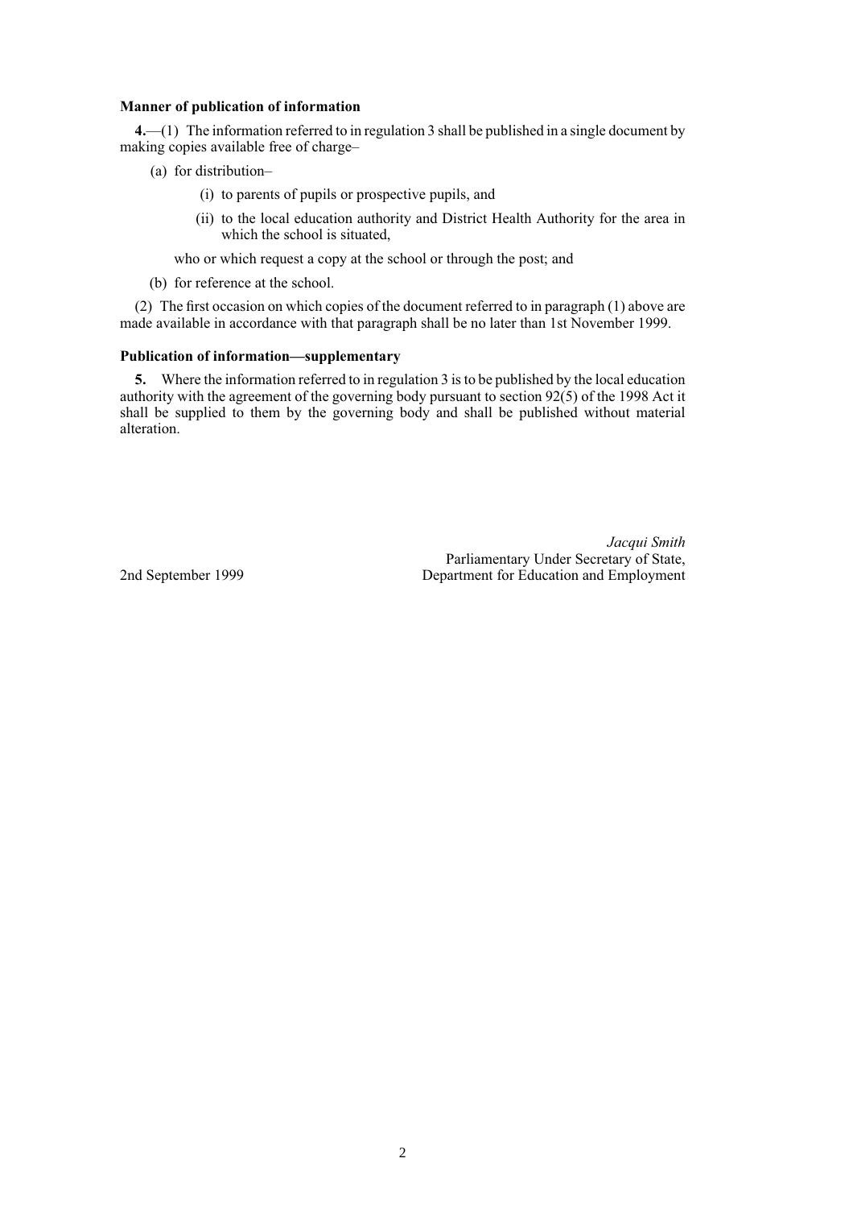### Manner of publication of information

**4.**—(1) The information referred to in regulation 3 shall be published in a single document by making copies available free of charge–

(a) for distribution–

(i) to parents of pupils or prospective pupils, and

(ii) to the local education authority and District Health Authority for the area in which the school is situated,

who or which request a copy at the school or through the post; and

(b) for reference at the school.

(2) The first occasion on which copies of the document referred to in paragraph (1) above are made available in accordance with that paragraph shall be no later than 1st November 1999.

### Publication of information—supplementary

**5.** Where the information referred to in regulation 3 is to be published by the local education authority with the agreement of the governing body pursuant to section 92(5) of the 1998 Act it shall be supplied to them by the governing body and shall be published without material alteration.

*Jacqui Smith*
Parliamentary Under Secretary of State,
Department for Education and Employment

2nd September 1999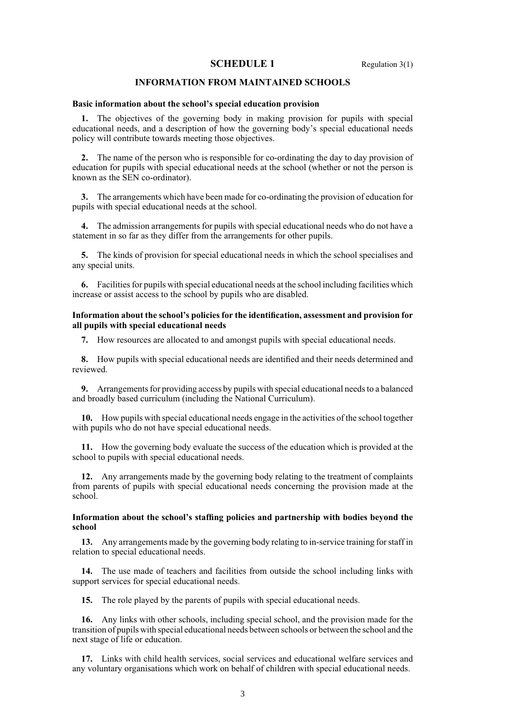## SCHEDULE 1

Regulation 3(1)

### INFORMATION FROM MAINTAINED SCHOOLS

**Basic information about the school's special education provision**

**1.** The objectives of the governing body in making provision for pupils with special educational needs, and a description of how the governing body's special educational needs policy will contribute towards meeting those objectives.

**2.** The name of the person who is responsible for co-ordinating the day to day provision of education for pupils with special educational needs at the school (whether or not the person is known as the SEN co-ordinator).

**3.** The arrangements which have been made for co-ordinating the provision of education for pupils with special educational needs at the school.

**4.** The admission arrangements for pupils with special educational needs who do not have a statement in so far as they differ from the arrangements for other pupils.

**5.** The kinds of provision for special educational needs in which the school specialises and any special units.

**6.** Facilities for pupils with special educational needs at the school including facilities which increase or assist access to the school by pupils who are disabled.

**Information about the school's policies for the identification, assessment and provision for all pupils with special educational needs**

**7.** How resources are allocated to and amongst pupils with special educational needs.

**8.** How pupils with special educational needs are identified and their needs determined and reviewed.

**9.** Arrangements for providing access by pupils with special educational needs to a balanced and broadly based curriculum (including the National Curriculum).

**10.** How pupils with special educational needs engage in the activities of the school together with pupils who do not have special educational needs.

**11.** How the governing body evaluate the success of the education which is provided at the school to pupils with special educational needs.

**12.** Any arrangements made by the governing body relating to the treatment of complaints from parents of pupils with special educational needs concerning the provision made at the school.

**Information about the school's staffing policies and partnership with bodies beyond the school**

**13.** Any arrangements made by the governing body relating to in-service training for staff in relation to special educational needs.

**14.** The use made of teachers and facilities from outside the school including links with support services for special educational needs.

**15.** The role played by the parents of pupils with special educational needs.

**16.** Any links with other schools, including special school, and the provision made for the transition of pupils with special educational needs between schools or between the school and the next stage of life or education.

**17.** Links with child health services, social services and educational welfare services and any voluntary organisations which work on behalf of children with special educational needs.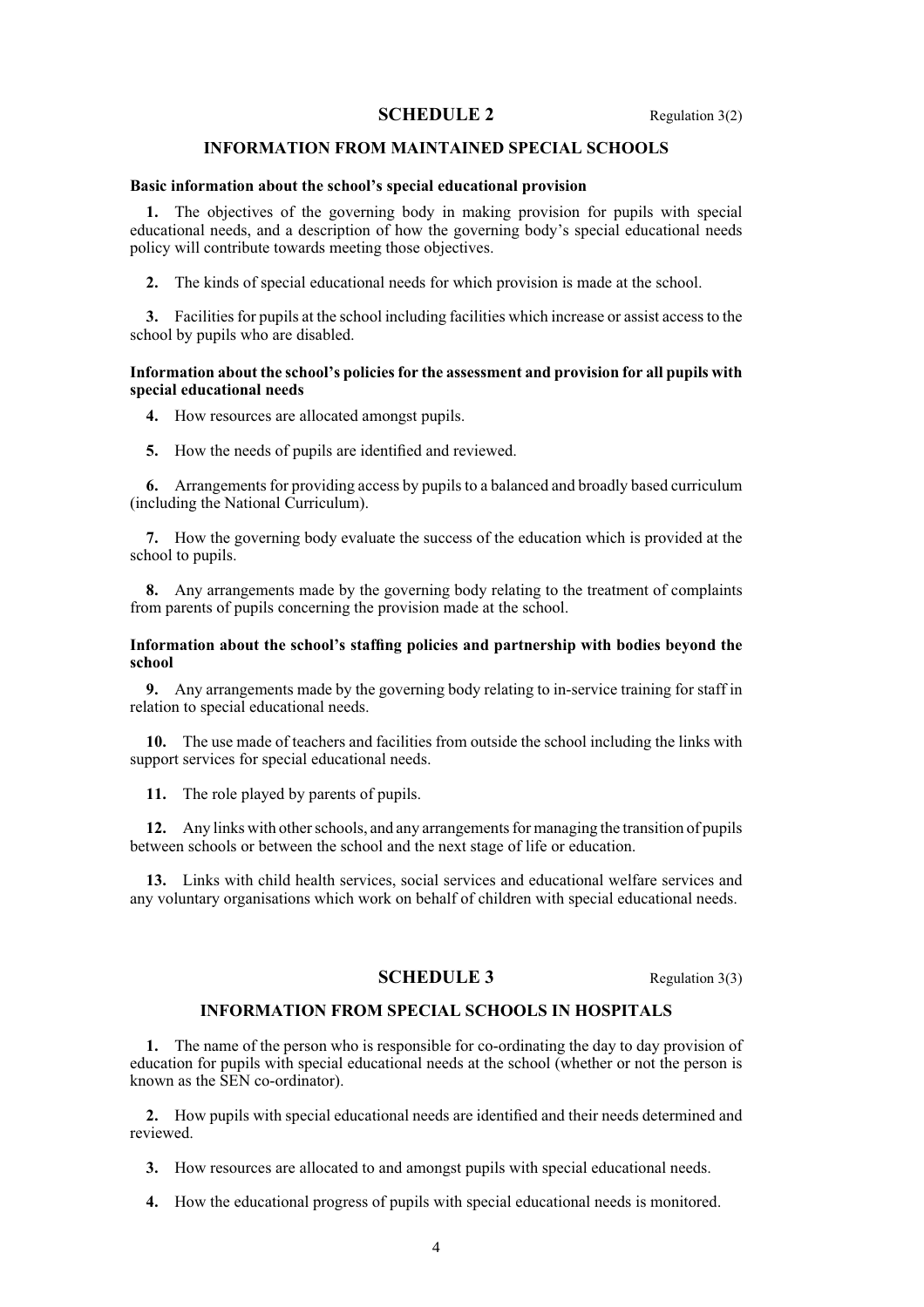## SCHEDULE 2

Regulation 3(2)

### INFORMATION FROM MAINTAINED SPECIAL SCHOOLS

**Basic information about the school's special educational provision**

**1.** The objectives of the governing body in making provision for pupils with special educational needs, and a description of how the governing body's special educational needs policy will contribute towards meeting those objectives.

**2.** The kinds of special educational needs for which provision is made at the school.

**3.** Facilities for pupils at the school including facilities which increase or assist access to the school by pupils who are disabled.

**Information about the school's policies for the assessment and provision for all pupils with special educational needs**

**4.** How resources are allocated amongst pupils.

**5.** How the needs of pupils are identified and reviewed.

**6.** Arrangements for providing access by pupils to a balanced and broadly based curriculum (including the National Curriculum).

**7.** How the governing body evaluate the success of the education which is provided at the school to pupils.

**8.** Any arrangements made by the governing body relating to the treatment of complaints from parents of pupils concerning the provision made at the school.

**Information about the school's staffing policies and partnership with bodies beyond the school**

**9.** Any arrangements made by the governing body relating to in-service training for staff in relation to special educational needs.

**10.** The use made of teachers and facilities from outside the school including the links with support services for special educational needs.

**11.** The role played by parents of pupils.

**12.** Any links with other schools, and any arrangements for managing the transition of pupils between schools or between the school and the next stage of life or education.

**13.** Links with child health services, social services and educational welfare services and any voluntary organisations which work on behalf of children with special educational needs.

## SCHEDULE 3

Regulation 3(3)

### INFORMATION FROM SPECIAL SCHOOLS IN HOSPITALS

**1.** The name of the person who is responsible for co-ordinating the day to day provision of education for pupils with special educational needs at the school (whether or not the person is known as the SEN co-ordinator).

**2.** How pupils with special educational needs are identified and their needs determined and reviewed.

**3.** How resources are allocated to and amongst pupils with special educational needs.

**4.** How the educational progress of pupils with special educational needs is monitored.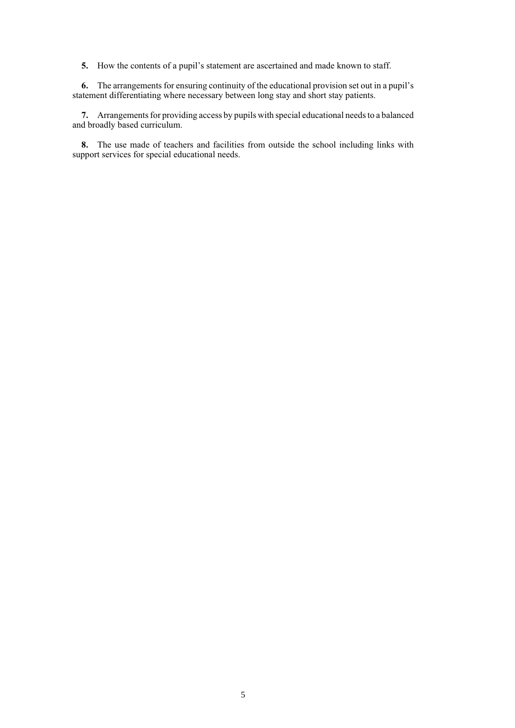**5.** How the contents of a pupil's statement are ascertained and made known to staff.

**6.** The arrangements for ensuring continuity of the educational provision set out in a pupil's statement differentiating where necessary between long stay and short stay patients.

**7.** Arrangements for providing access by pupils with special educational needs to a balanced and broadly based curriculum.

**8.** The use made of teachers and facilities from outside the school including links with support services for special educational needs.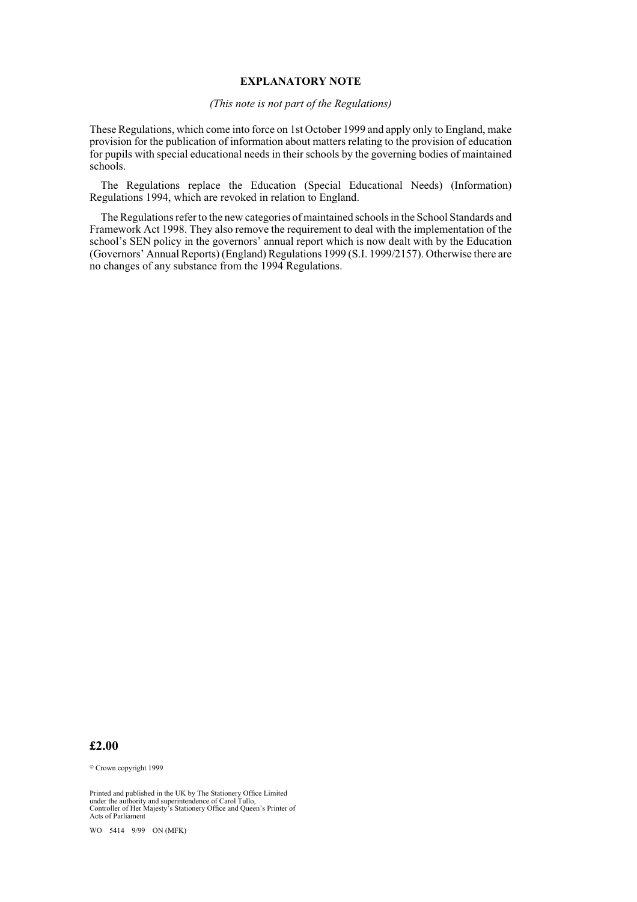## EXPLANATORY NOTE

*(This note is not part of the Regulations)*

These Regulations, which come into force on 1st October 1999 and apply only to England, make provision for the publication of information about matters relating to the provision of education for pupils with special educational needs in their schools by the governing bodies of maintained schools.

The Regulations replace the Education (Special Educational Needs) (Information) Regulations 1994, which are revoked in relation to England.

The Regulations refer to the new categories of maintained schools in the School Standards and Framework Act 1998. They also remove the requirement to deal with the implementation of the school's SEN policy in the governors' annual report which is now dealt with by the Education (Governors' Annual Reports) (England) Regulations 1999 (S.I. 1999/2157). Otherwise there are no changes of any substance from the 1994 Regulations.

**£2.00**

© Crown copyright 1999

Printed and published in the UK by The Stationery Office Limited under the authority and superintendence of Carol Tullo, Controller of Her Majesty's Stationery Office and Queen's Printer of Acts of Parliament

WO 5414 9/99 ON (MFK)